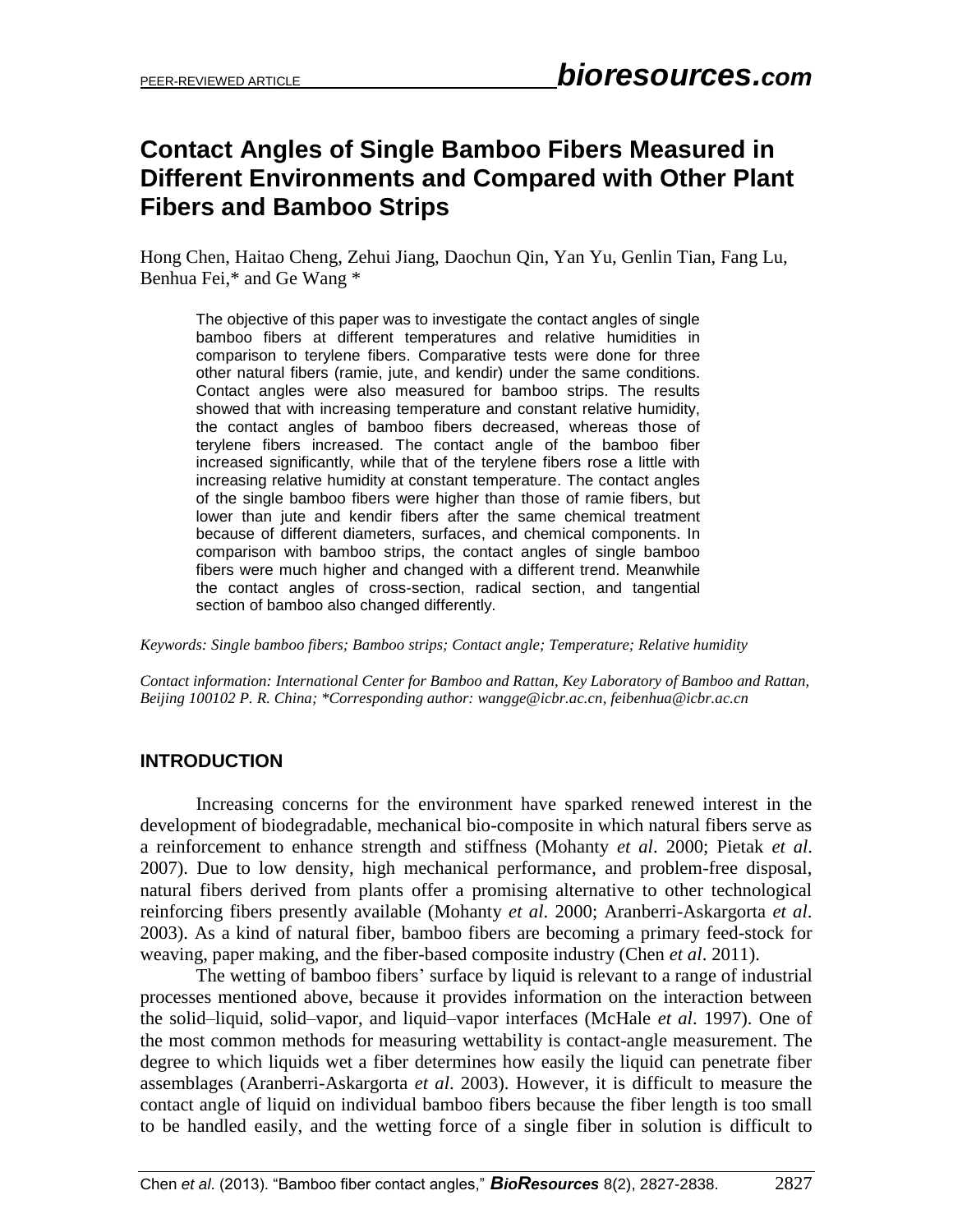PEER-REVIEWED ARTICLE

# Contact Angles of Single Bamboo Fibers Measured in Different Environments and Compared with Other Plant Fibers and Bamboo Strips

Hong Chen, Haitao Cheng, Zehui Jiang, Daochun Qin, Yan Yu, Genlin Tian, Fang Lu, Benhua Fei,* and Ge Wang *

The objective of this paper was to investigate the contact angles of single bamboo fibers at different temperatures and relative humidities in comparison to terylene fibers. Comparative tests were done for three other natural fibers (ramie, jute, and kendir) under the same conditions. Contact angles were also measured for bamboo strips. The results showed that with increasing temperature and constant relative humidity, the contact angles of bamboo fibers decreased, whereas those of terylene fibers increased. The contact angle of the bamboo fiber increased significantly, while that of the terylene fibers rose a little with increasing relative humidity at constant temperature. The contact angles of the single bamboo fibers were higher than those of ramie fibers, but lower than jute and kendir fibers after the same chemical treatment because of different diameters, surfaces, and chemical components. In comparison with bamboo strips, the contact angles of single bamboo fibers were much higher and changed with a different trend. Meanwhile the contact angles of cross-section, radical section, and tangential section of bamboo also changed differently.

*Keywords: Single bamboo fibers; Bamboo strips; Contact angle; Temperature; Relative humidity*

*Contact information: International Center for Bamboo and Rattan, Key Laboratory of Bamboo and Rattan, Beijing 100102 P. R. China; *Corresponding author: wangge@icbr.ac.cn, feibenhua@icbr.ac.cn*

## INTRODUCTION

Increasing concerns for the environment have sparked renewed interest in the development of biodegradable, mechanical bio-composite in which natural fibers serve as a reinforcement to enhance strength and stiffness (Mohanty *et al*. 2000; Pietak *et al*. 2007). Due to low density, high mechanical performance, and problem-free disposal, natural fibers derived from plants offer a promising alternative to other technological reinforcing fibers presently available (Mohanty *et al*. 2000; Aranberri-Askargorta *et al*. 2003). As a kind of natural fiber, bamboo fibers are becoming a primary feed-stock for weaving, paper making, and the fiber-based composite industry (Chen *et al*. 2011).

The wetting of bamboo fibers' surface by liquid is relevant to a range of industrial processes mentioned above, because it provides information on the interaction between the solid–liquid, solid–vapor, and liquid–vapor interfaces (McHale *et al*. 1997). One of the most common methods for measuring wettability is contact-angle measurement. The degree to which liquids wet a fiber determines how easily the liquid can penetrate fiber assemblages (Aranberri-Askargorta *et al*. 2003). However, it is difficult to measure the contact angle of liquid on individual bamboo fibers because the fiber length is too small to be handled easily, and the wetting force of a single fiber in solution is difficult to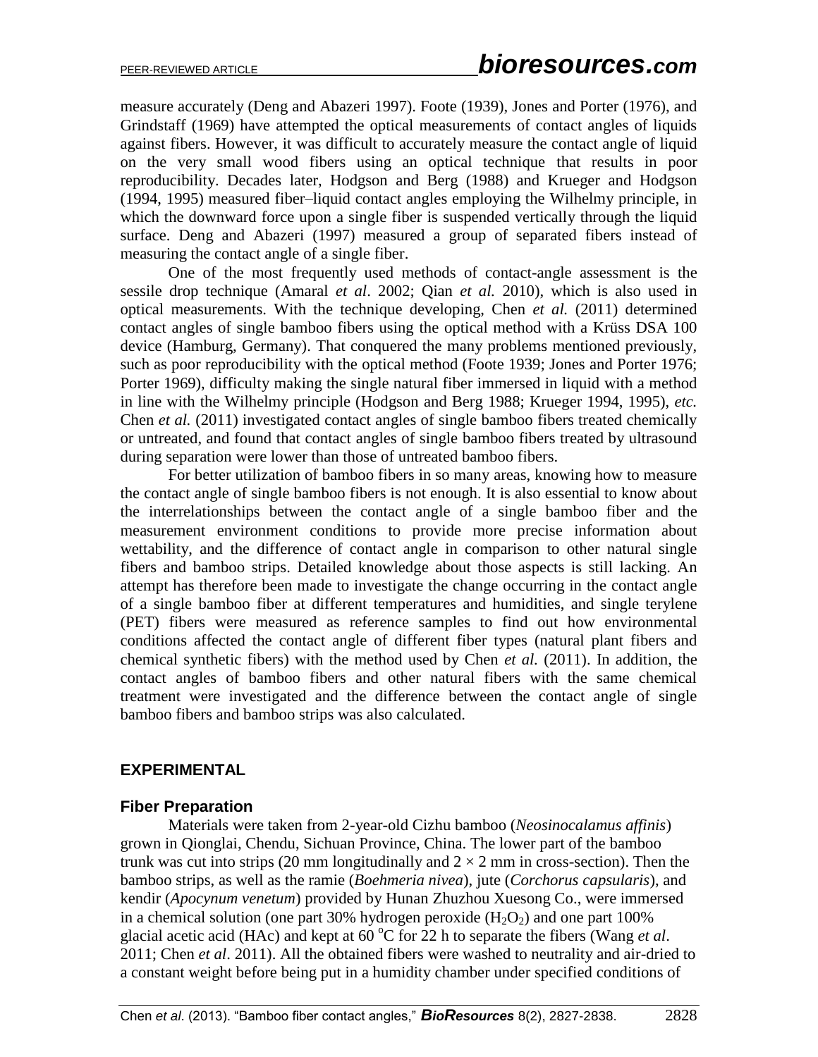measure accurately (Deng and Abazeri 1997). Foote (1939), Jones and Porter (1976), and Grindstaff (1969) have attempted the optical measurements of contact angles of liquids against fibers. However, it was difficult to accurately measure the contact angle of liquid on the very small wood fibers using an optical technique that results in poor reproducibility. Decades later, Hodgson and Berg (1988) and Krueger and Hodgson (1994, 1995) measured fiber–liquid contact angles employing the Wilhelmy principle, in which the downward force upon a single fiber is suspended vertically through the liquid surface. Deng and Abazeri (1997) measured a group of separated fibers instead of measuring the contact angle of a single fiber.

One of the most frequently used methods of contact-angle assessment is the sessile drop technique (Amaral *et al*. 2002; Qian *et al.* 2010), which is also used in optical measurements. With the technique developing, Chen *et al.* (2011) determined contact angles of single bamboo fibers using the optical method with a Krüss DSA 100 device (Hamburg, Germany). That conquered the many problems mentioned previously, such as poor reproducibility with the optical method (Foote 1939; Jones and Porter 1976; Porter 1969), difficulty making the single natural fiber immersed in liquid with a method in line with the Wilhelmy principle (Hodgson and Berg 1988; Krueger 1994, 1995), *etc.* Chen *et al.* (2011) investigated contact angles of single bamboo fibers treated chemically or untreated, and found that contact angles of single bamboo fibers treated by ultrasound during separation were lower than those of untreated bamboo fibers.

For better utilization of bamboo fibers in so many areas, knowing how to measure the contact angle of single bamboo fibers is not enough. It is also essential to know about the interrelationships between the contact angle of a single bamboo fiber and the measurement environment conditions to provide more precise information about wettability, and the difference of contact angle in comparison to other natural single fibers and bamboo strips. Detailed knowledge about those aspects is still lacking. An attempt has therefore been made to investigate the change occurring in the contact angle of a single bamboo fiber at different temperatures and humidities, and single terylene (PET) fibers were measured as reference samples to find out how environmental conditions affected the contact angle of different fiber types (natural plant fibers and chemical synthetic fibers) with the method used by Chen *et al.* (2011). In addition, the contact angles of bamboo fibers and other natural fibers with the same chemical treatment were investigated and the difference between the contact angle of single bamboo fibers and bamboo strips was also calculated.

## EXPERIMENTAL

### Fiber Preparation

Materials were taken from 2-year-old Cizhu bamboo (*Neosinocalamus affinis*) grown in Qionglai, Chendu, Sichuan Province, China. The lower part of the bamboo trunk was cut into strips (20 mm longitudinally and $2 \times 2$ mm in cross-section). Then the bamboo strips, as well as the ramie (*Boehmeria nivea*), jute (*Corchorus capsularis*), and kendir (*Apocynum venetum*) provided by Hunan Zhuzhou Xuesong Co., were immersed in a chemical solution (one part 30% hydrogen peroxide ($H_2O_2$) and one part 100% glacial acetic acid (HAc) and kept at 60 $^{o}$C for 22 h to separate the fibers (Wang *et al*. 2011; Chen *et al*. 2011). All the obtained fibers were washed to neutrality and air-dried to a constant weight before being put in a humidity chamber under specified conditions of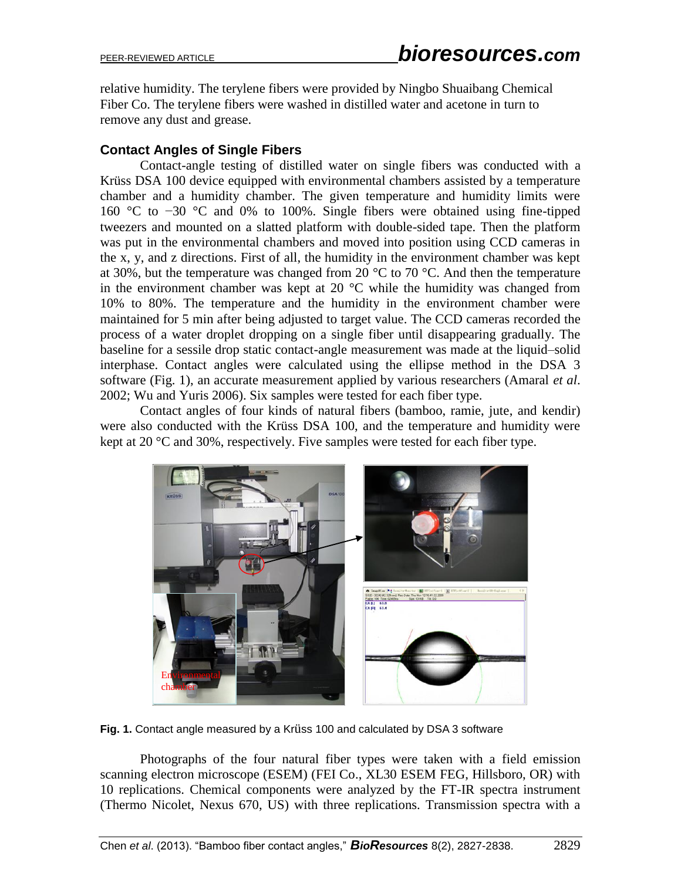relative humidity. The terylene fibers were provided by Ningbo Shuaibang Chemical Fiber Co. The terylene fibers were washed in distilled water and acetone in turn to remove any dust and grease.

### Contact Angles of Single Fibers

Contact-angle testing of distilled water on single fibers was conducted with a Krüss DSA 100 device equipped with environmental chambers assisted by a temperature chamber and a humidity chamber. The given temperature and humidity limits were 160 °C to −30 °C and 0% to 100%. Single fibers were obtained using fine-tipped tweezers and mounted on a slatted platform with double-sided tape. Then the platform was put in the environmental chambers and moved into position using CCD cameras in the x, y, and z directions. First of all, the humidity in the environment chamber was kept at 30%, but the temperature was changed from 20 °C to 70 °C. And then the temperature in the environment chamber was kept at 20 °C while the humidity was changed from 10% to 80%. The temperature and the humidity in the environment chamber were maintained for 5 min after being adjusted to target value. The CCD cameras recorded the process of a water droplet dropping on a single fiber until disappearing gradually. The baseline for a sessile drop static contact-angle measurement was made at the liquid–solid interphase. Contact angles were calculated using the ellipse method in the DSA 3 software (Fig. 1), an accurate measurement applied by various researchers (Amaral *et al*. 2002; Wu and Yuris 2006). Six samples were tested for each fiber type.

Contact angles of four kinds of natural fibers (bamboo, ramie, jute, and kendir) were also conducted with the Krüss DSA 100, and the temperature and humidity were kept at 20 °C and 30%, respectively. Five samples were tested for each fiber type.

**Fig. 1.** Contact angle measured by a Krüss 100 and calculated by DSA 3 software

Photographs of the four natural fiber types were taken with a field emission scanning electron microscope (ESEM) (FEI Co., XL30 ESEM FEG, Hillsboro, OR) with 10 replications. Chemical components were analyzed by the FT-IR spectra instrument (Thermo Nicolet, Nexus 670, US) with three replications. Transmission spectra with a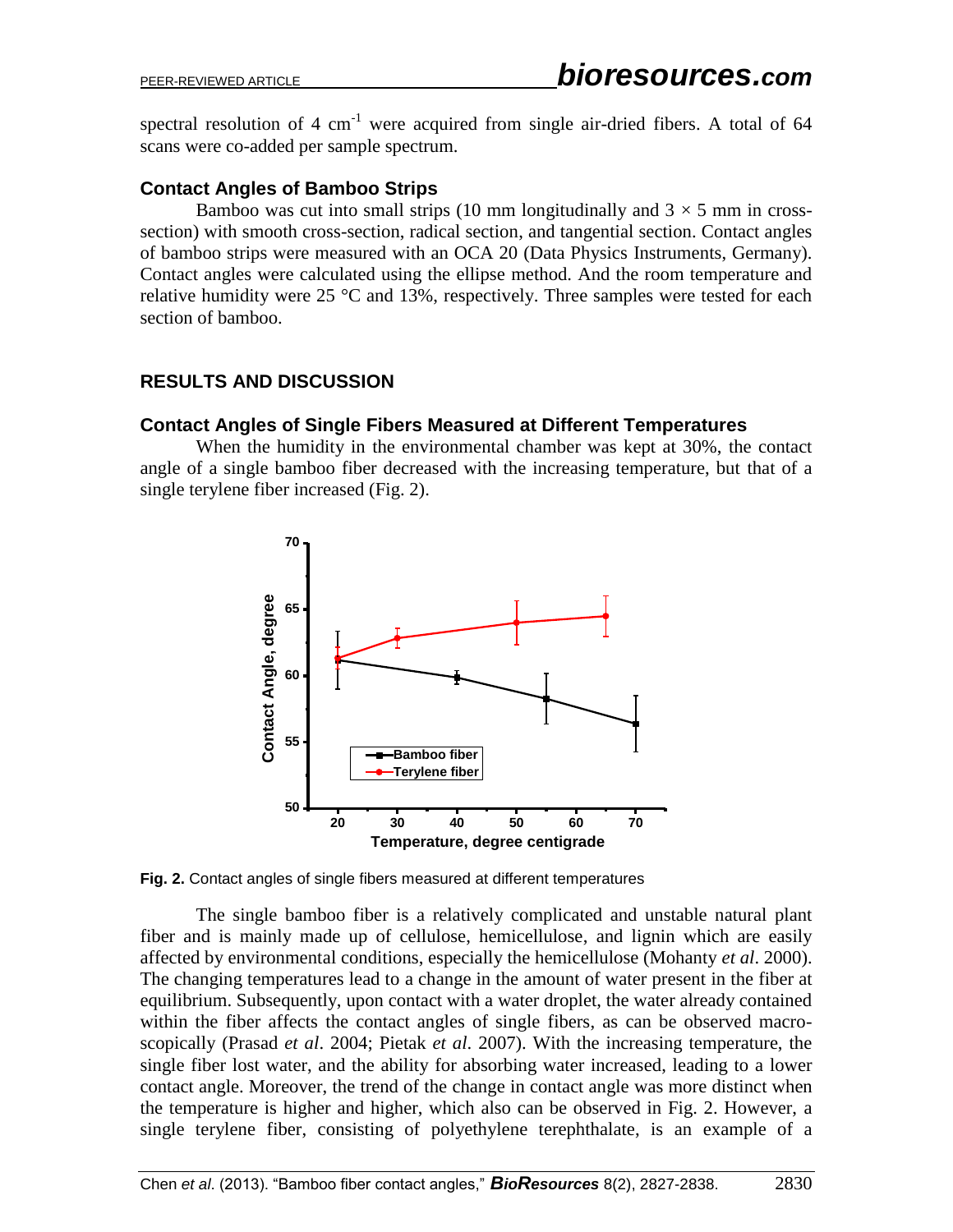spectral resolution of 4 $cm^{-1}$ were acquired from single air-dried fibers. A total of 64 scans were co-added per sample spectrum.

### Contact Angles of Bamboo Strips

Bamboo was cut into small strips (10 mm longitudinally and 3 × 5 mm in cross-section) with smooth cross-section, radical section, and tangential section. Contact angles of bamboo strips were measured with an OCA 20 (Data Physics Instruments, Germany). Contact angles were calculated using the ellipse method. And the room temperature and relative humidity were 25 °C and 13%, respectively. Three samples were tested for each section of bamboo.

## RESULTS AND DISCUSSION

### Contact Angles of Single Fibers Measured at Different Temperatures

When the humidity in the environmental chamber was kept at 30%, the contact angle of a single bamboo fiber decreased with the increasing temperature, but that of a single terylene fiber increased (Fig. 2).

**Fig. 2.** Contact angles of single fibers measured at different temperatures

The single bamboo fiber is a relatively complicated and unstable natural plant fiber and is mainly made up of cellulose, hemicellulose, and lignin which are easily affected by environmental conditions, especially the hemicellulose (Mohanty *et al*. 2000). The changing temperatures lead to a change in the amount of water present in the fiber at equilibrium. Subsequently, upon contact with a water droplet, the water already contained within the fiber affects the contact angles of single fibers, as can be observed macro-scopically (Prasad *et al*. 2004; Pietak *et al*. 2007). With the increasing temperature, the single fiber lost water, and the ability for absorbing water increased, leading to a lower contact angle. Moreover, the trend of the change in contact angle was more distinct when the temperature is higher and higher, which also can be observed in Fig. 2. However, a single terylene fiber, consisting of polyethylene terephthalate, is an example of a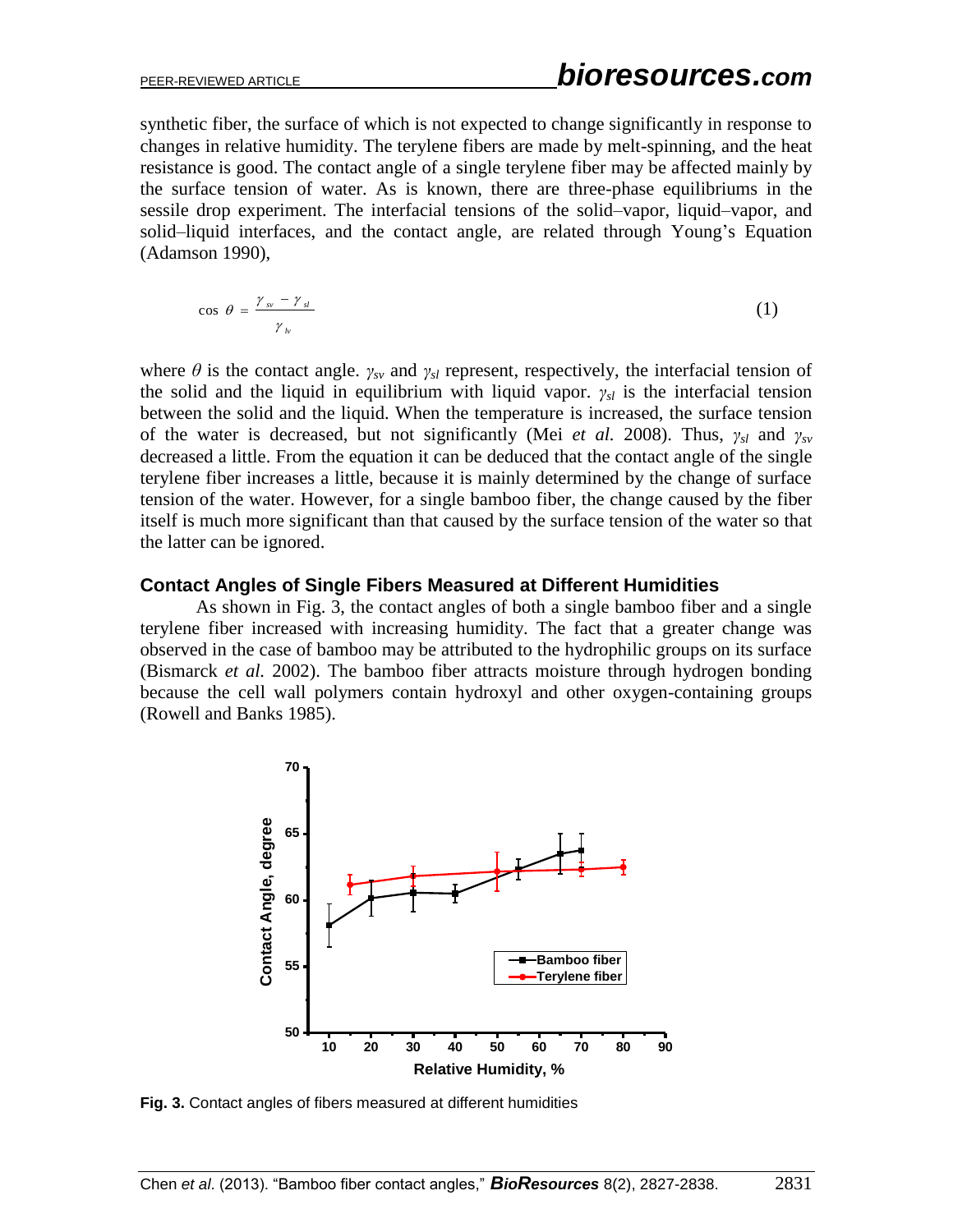synthetic fiber, the surface of which is not expected to change significantly in response to changes in relative humidity. The terylene fibers are made by melt-spinning, and the heat resistance is good. The contact angle of a single terylene fiber may be affected mainly by the surface tension of water. As is known, there are three-phase equilibriums in the sessile drop experiment. The interfacial tensions of the solid–vapor, liquid–vapor, and solid–liquid interfaces, and the contact angle, are related through Young's Equation (Adamson 1990),

$$\cos\theta = \frac{\gamma_{sv} - \gamma_{sl}}{\gamma_{lv}} \tag{1}$$

where $\theta$ is the contact angle. $\gamma_{sv}$ and $\gamma_{sl}$ represent, respectively, the interfacial tension of the solid and the liquid in equilibrium with liquid vapor. $\gamma_{sl}$ is the interfacial tension between the solid and the liquid. When the temperature is increased, the surface tension of the water is decreased, but not significantly (Mei *et al.* 2008). Thus, $\gamma_{sl}$ and $\gamma_{sv}$ decreased a little. From the equation it can be deduced that the contact angle of the single terylene fiber increases a little, because it is mainly determined by the change of surface tension of the water. However, for a single bamboo fiber, the change caused by the fiber itself is much more significant than that caused by the surface tension of the water so that the latter can be ignored.

### Contact Angles of Single Fibers Measured at Different Humidities

As shown in Fig. 3, the contact angles of both a single bamboo fiber and a single terylene fiber increased with increasing humidity. The fact that a greater change was observed in the case of bamboo may be attributed to the hydrophilic groups on its surface (Bismarck *et al.* 2002). The bamboo fiber attracts moisture through hydrogen bonding because the cell wall polymers contain hydroxyl and other oxygen-containing groups (Rowell and Banks 1985).

**Fig. 3.** Contact angles of fibers measured at different humidities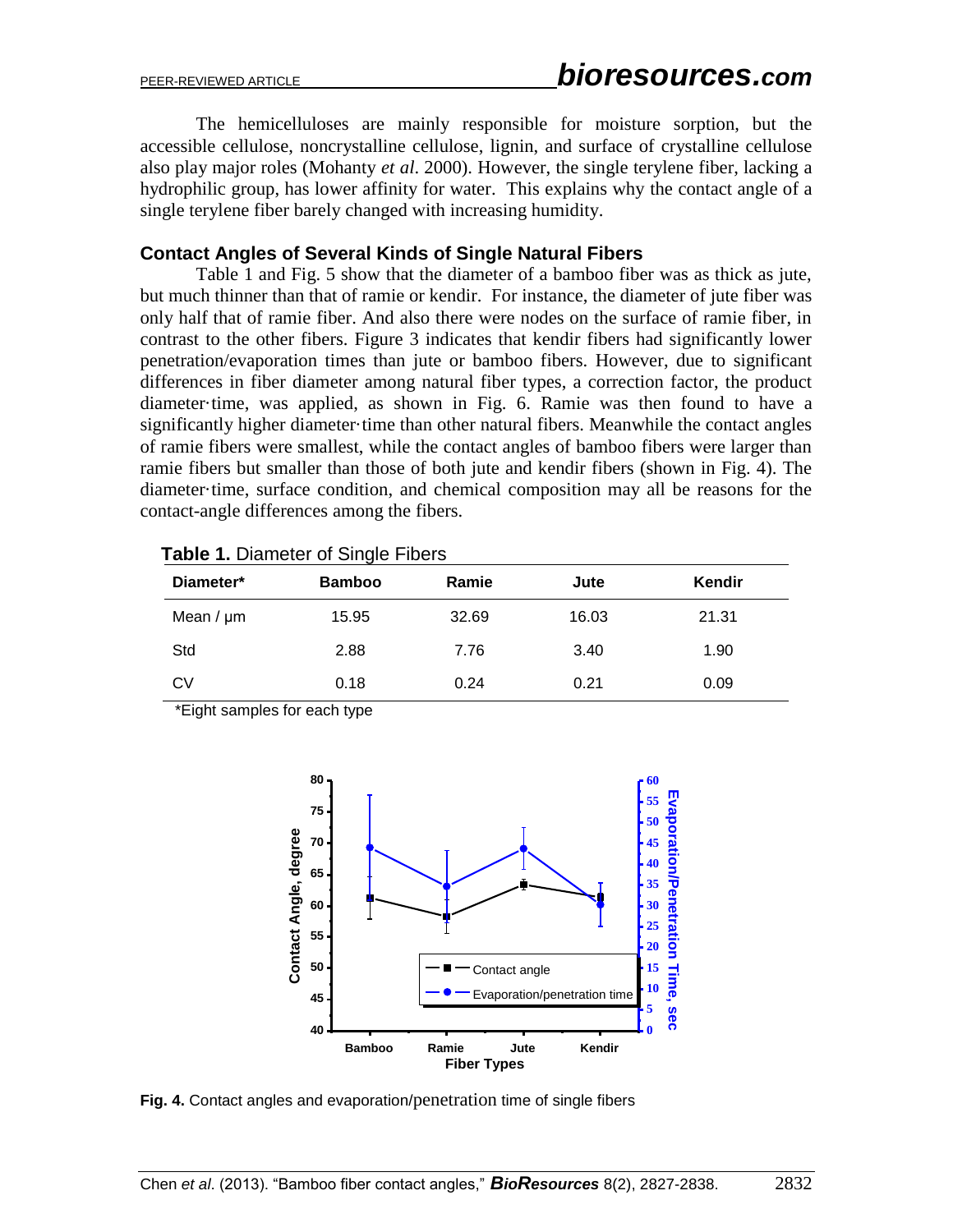The hemicelluloses are mainly responsible for moisture sorption, but the accessible cellulose, noncrystalline cellulose, lignin, and surface of crystalline cellulose also play major roles (Mohanty *et al*. 2000). However, the single terylene fiber, lacking a hydrophilic group, has lower affinity for water. This explains why the contact angle of a single terylene fiber barely changed with increasing humidity.

### Contact Angles of Several Kinds of Single Natural Fibers

Table 1 and Fig. 5 show that the diameter of a bamboo fiber was as thick as jute, but much thinner than that of ramie or kendir. For instance, the diameter of jute fiber was only half that of ramie fiber. And also there were nodes on the surface of ramie fiber, in contrast to the other fibers. Figure 3 indicates that kendir fibers had significantly lower penetration/evaporation times than jute or bamboo fibers. However, due to significant differences in fiber diameter among natural fiber types, a correction factor, the product diameter·time, was applied, as shown in Fig. 6. Ramie was then found to have a significantly higher diameter·time than other natural fibers. Meanwhile the contact angles of ramie fibers were smallest, while the contact angles of bamboo fibers were larger than ramie fibers but smaller than those of both jute and kendir fibers (shown in Fig. 4). The diameter·time, surface condition, and chemical composition may all be reasons for the contact-angle differences among the fibers.

**Table 1.** Diameter of Single Fibers

| Diameter* | Bamboo | Ramie | Jute | Kendir |
|---|---|---|---|---|
| Mean / μm | 15.95 | 32.69 | 16.03 | 21.31 |
| Std | 2.88 | 7.76 | 3.40 | 1.90 |
| CV | 0.18 | 0.24 | 0.21 | 0.09 |

*Eight samples for each type

**Fig. 4.** Contact angles and evaporation/penetration time of single fibers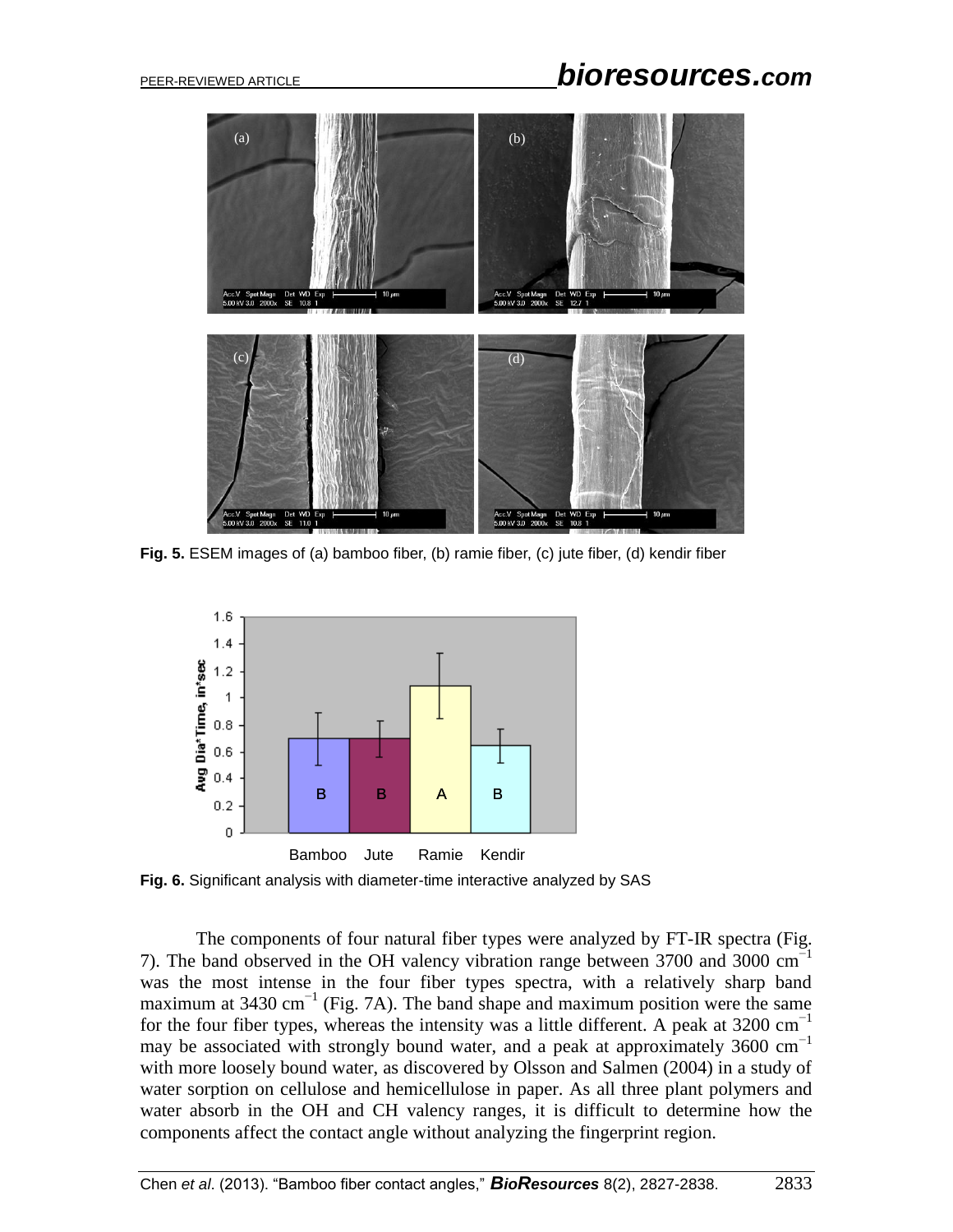**Fig. 5.** ESEM images of (a) bamboo fiber, (b) ramie fiber, (c) jute fiber, (d) kendir fiber

**Fig. 6.** Significant analysis with diameter-time interactive analyzed by SAS

The components of four natural fiber types were analyzed by FT-IR spectra (Fig. 7). The band observed in the OH valency vibration range between 3700 and 3000 $cm^{-1}$ was the most intense in the four fiber types spectra, with a relatively sharp band maximum at 3430 $cm^{-1}$ (Fig. 7A). The band shape and maximum position were the same for the four fiber types, whereas the intensity was a little different. A peak at 3200 $cm^{-1}$ may be associated with strongly bound water, and a peak at approximately 3600 $cm^{-1}$ with more loosely bound water, as discovered by Olsson and Salmen (2004) in a study of water sorption on cellulose and hemicellulose in paper. As all three plant polymers and water absorb in the OH and CH valency ranges, it is difficult to determine how the components affect the contact angle without analyzing the fingerprint region.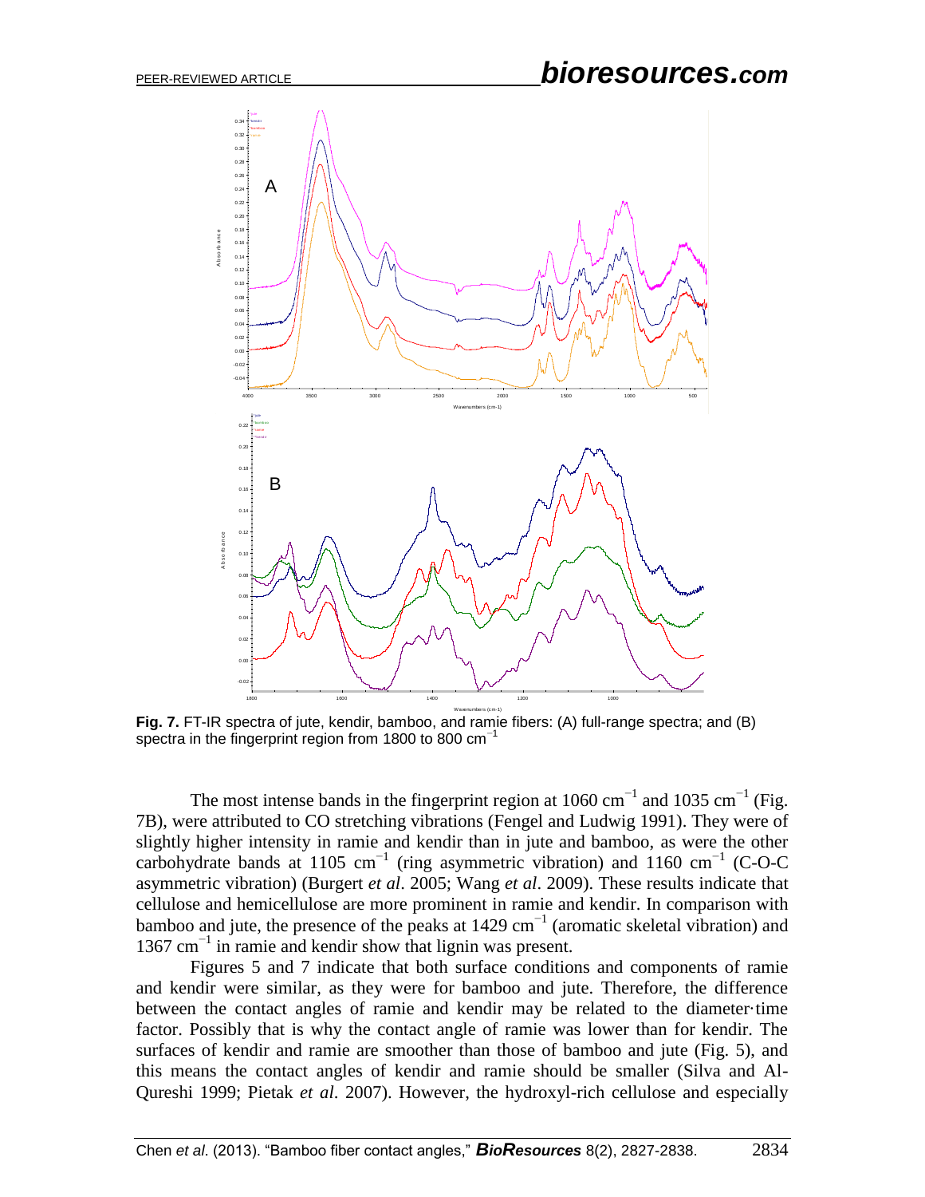**Fig. 7.** FT-IR spectra of jute, kendir, bamboo, and ramie fibers: (A) full-range spectra; and (B) spectra in the fingerprint region from 1800 to 800 cm$^{-1}$

The most intense bands in the fingerprint region at 1060 cm$^{-1}$ and 1035 cm$^{-1}$ (Fig. 7B), were attributed to CO stretching vibrations (Fengel and Ludwig 1991). They were of slightly higher intensity in ramie and kendir than in jute and bamboo, as were the other carbohydrate bands at 1105 cm$^{-1}$ (ring asymmetric vibration) and 1160 cm$^{-1}$ (C-O-C asymmetric vibration) (Burgert *et al*. 2005; Wang *et al*. 2009). These results indicate that cellulose and hemicellulose are more prominent in ramie and kendir. In comparison with bamboo and jute, the presence of the peaks at 1429 cm$^{-1}$ (aromatic skeletal vibration) and 1367 cm$^{-1}$ in ramie and kendir show that lignin was present.

Figures 5 and 7 indicate that both surface conditions and components of ramie and kendir were similar, as they were for bamboo and jute. Therefore, the difference between the contact angles of ramie and kendir may be related to the diameter·time factor. Possibly that is why the contact angle of ramie was lower than for kendir. The surfaces of kendir and ramie are smoother than those of bamboo and jute (Fig. 5), and this means the contact angles of kendir and ramie should be smaller (Silva and Al-Qureshi 1999; Pietak *et al*. 2007). However, the hydroxyl-rich cellulose and especially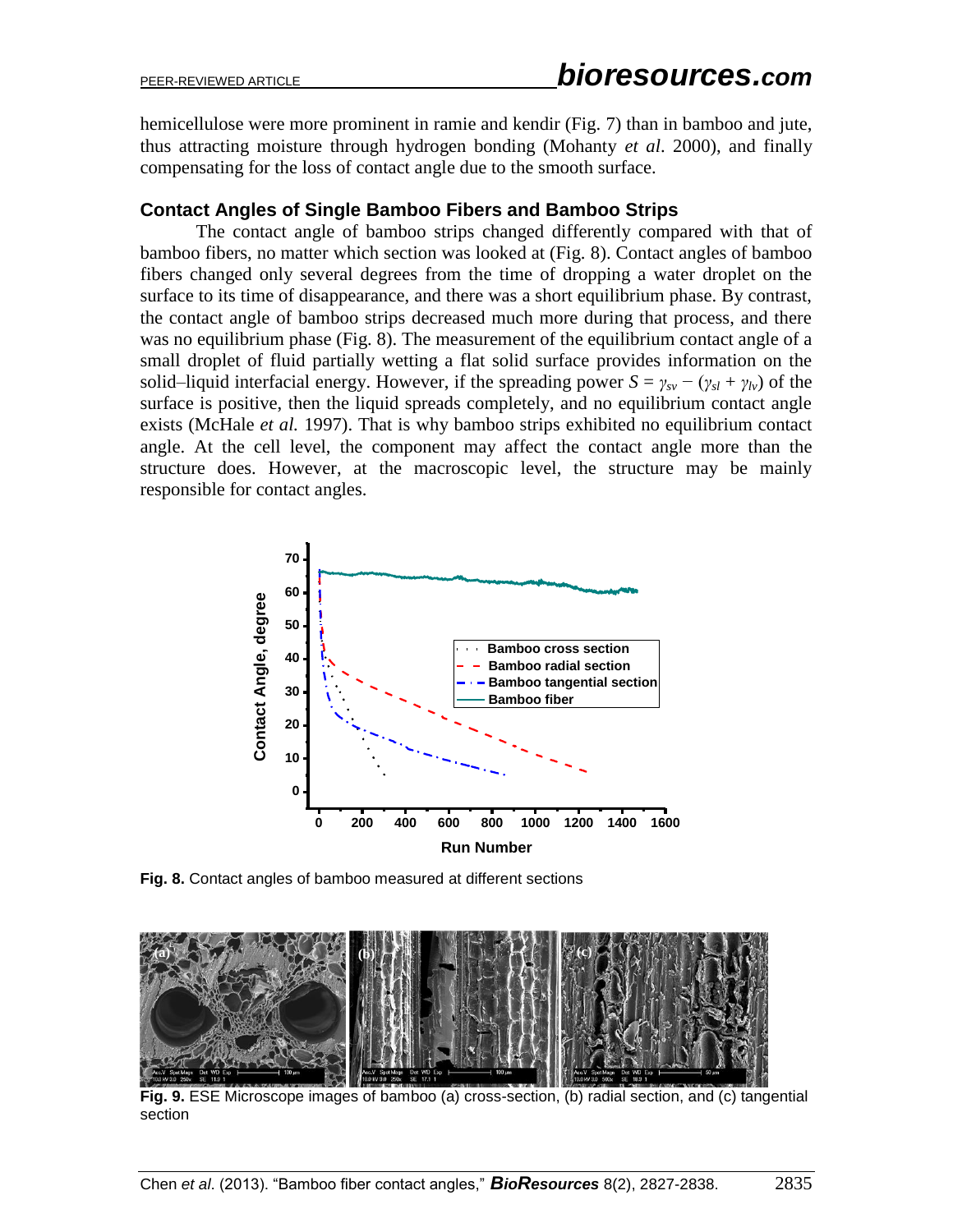hemicellulose were more prominent in ramie and kendir (Fig. 7) than in bamboo and jute, thus attracting moisture through hydrogen bonding (Mohanty *et al*. 2000), and finally compensating for the loss of contact angle due to the smooth surface.

### Contact Angles of Single Bamboo Fibers and Bamboo Strips

The contact angle of bamboo strips changed differently compared with that of bamboo fibers, no matter which section was looked at (Fig. 8). Contact angles of bamboo fibers changed only several degrees from the time of dropping a water droplet on the surface to its time of disappearance, and there was a short equilibrium phase. By contrast, the contact angle of bamboo strips decreased much more during that process, and there was no equilibrium phase (Fig. 8). The measurement of the equilibrium contact angle of a small droplet of fluid partially wetting a flat solid surface provides information on the solid–liquid interfacial energy. However, if the spreading power $S = \gamma_{sv} - (\gamma_{sl} + \gamma_{lv})$ of the surface is positive, then the liquid spreads completely, and no equilibrium contact angle exists (McHale *et al.* 1997). That is why bamboo strips exhibited no equilibrium contact angle. At the cell level, the component may affect the contact angle more than the structure does. However, at the macroscopic level, the structure may be mainly responsible for contact angles.

**Fig. 8.** Contact angles of bamboo measured at different sections

**Fig. 9.** ESE Microscope images of bamboo (a) cross-section, (b) radial section, and (c) tangential section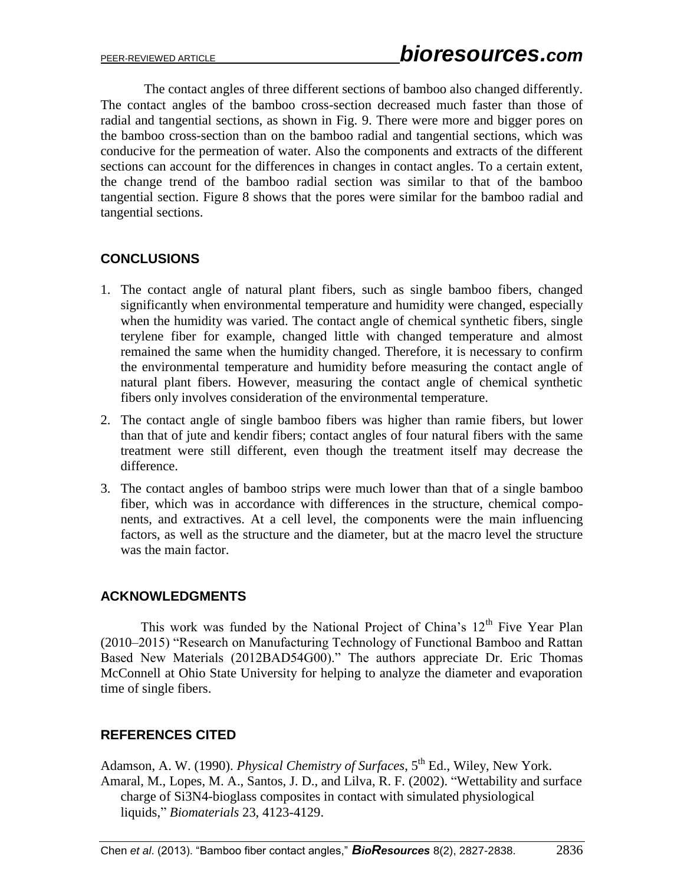The contact angles of three different sections of bamboo also changed differently. The contact angles of the bamboo cross-section decreased much faster than those of radial and tangential sections, as shown in Fig. 9. There were more and bigger pores on the bamboo cross-section than on the bamboo radial and tangential sections, which was conducive for the permeation of water. Also the components and extracts of the different sections can account for the differences in changes in contact angles. To a certain extent, the change trend of the bamboo radial section was similar to that of the bamboo tangential section. Figure 8 shows that the pores were similar for the bamboo radial and tangential sections.

## CONCLUSIONS

1. The contact angle of natural plant fibers, such as single bamboo fibers, changed significantly when environmental temperature and humidity were changed, especially when the humidity was varied. The contact angle of chemical synthetic fibers, single terylene fiber for example, changed little with changed temperature and almost remained the same when the humidity changed. Therefore, it is necessary to confirm the environmental temperature and humidity before measuring the contact angle of natural plant fibers. However, measuring the contact angle of chemical synthetic fibers only involves consideration of the environmental temperature.
2. The contact angle of single bamboo fibers was higher than ramie fibers, but lower than that of jute and kendir fibers; contact angles of four natural fibers with the same treatment were still different, even though the treatment itself may decrease the difference.
3. The contact angles of bamboo strips were much lower than that of a single bamboo fiber, which was in accordance with differences in the structure, chemical components, and extractives. At a cell level, the components were the main influencing factors, as well as the structure and the diameter, but at the macro level the structure was the main factor.

## ACKNOWLEDGMENTS

This work was funded by the National Project of China's $12^{th}$ Five Year Plan (2010–2015) "Research on Manufacturing Technology of Functional Bamboo and Rattan Based New Materials (2012BAD54G00)." The authors appreciate Dr. Eric Thomas McConnell at Ohio State University for helping to analyze the diameter and evaporation time of single fibers.

## REFERENCES CITED

Adamson, A. W. (1990). *Physical Chemistry of Surfaces*, $5^{th}$ Ed., Wiley, New York.

Amaral, M., Lopes, M. A., Santos, J. D., and Lilva, R. F. (2002). "Wettability and surface charge of Si3N4-bioglass composites in contact with simulated physiological liquids," *Biomaterials* 23, 4123-4129.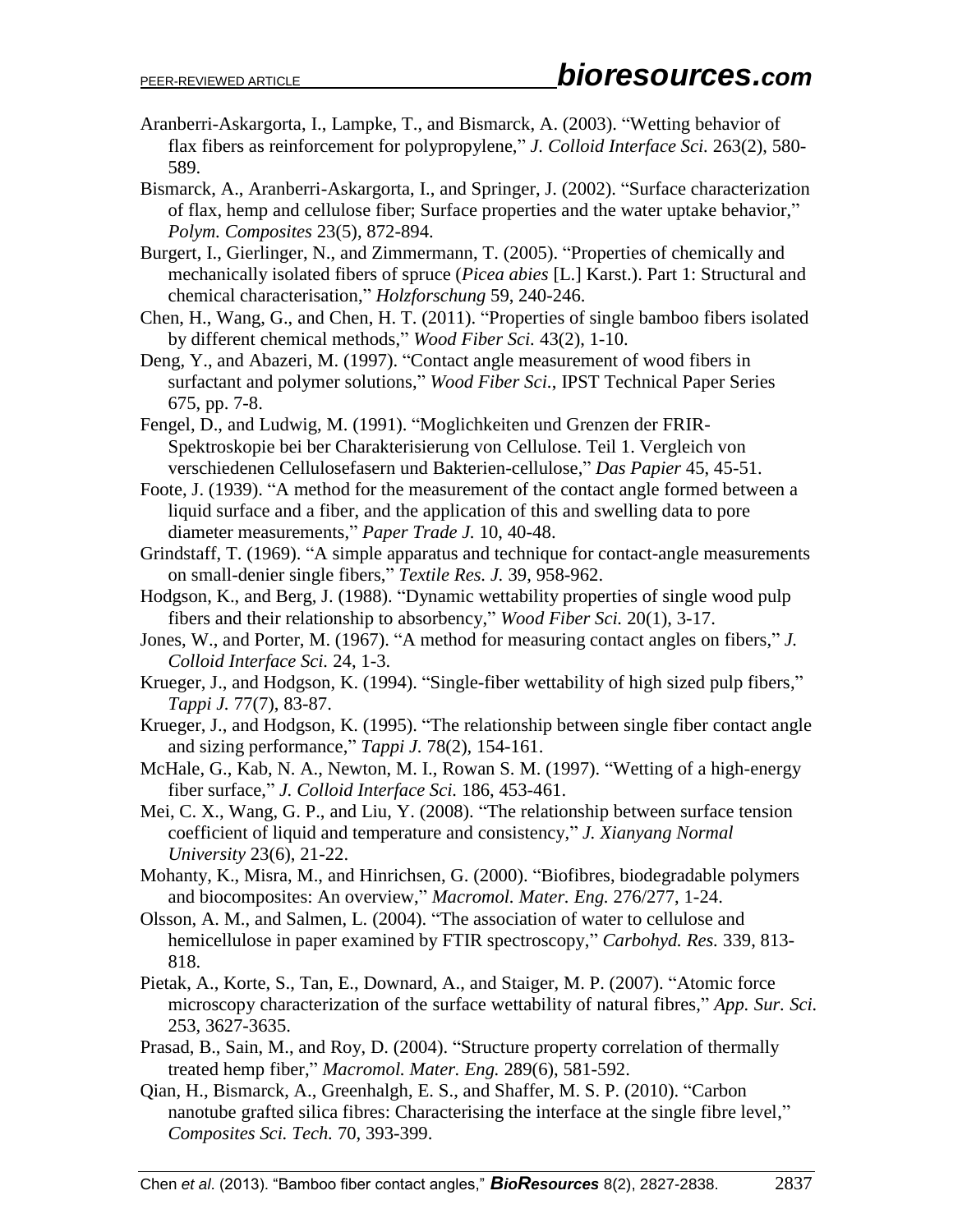Aranberri-Askargorta, I., Lampke, T., and Bismarck, A. (2003). "Wetting behavior of flax fibers as reinforcement for polypropylene," *J. Colloid Interface Sci.* 263(2), 580-589.

Bismarck, A., Aranberri-Askargorta, I., and Springer, J. (2002). "Surface characterization of flax, hemp and cellulose fiber; Surface properties and the water uptake behavior," *Polym. Composites* 23(5), 872-894.

Burgert, I., Gierlinger, N., and Zimmermann, T. (2005). "Properties of chemically and mechanically isolated fibers of spruce (*Picea abies* [L.] Karst.). Part 1: Structural and chemical characterisation," *Holzforschung* 59, 240-246.

Chen, H., Wang, G., and Chen, H. T. (2011). "Properties of single bamboo fibers isolated by different chemical methods," *Wood Fiber Sci.* 43(2), 1-10.

Deng, Y., and Abazeri, M. (1997). "Contact angle measurement of wood fibers in surfactant and polymer solutions," *Wood Fiber Sci.*, IPST Technical Paper Series 675, pp. 7-8.

Fengel, D., and Ludwig, M. (1991). "Moglichkeiten und Grenzen der FRIR-Spektroskopie bei ber Charakterisierung von Cellulose. Teil 1. Vergleich von verschiedenen Cellulosefasern und Bakterien-cellulose," *Das Papier* 45, 45-51.

Foote, J. (1939). "A method for the measurement of the contact angle formed between a liquid surface and a fiber, and the application of this and swelling data to pore diameter measurements," *Paper Trade J.* 10, 40-48.

Grindstaff, T. (1969). "A simple apparatus and technique for contact-angle measurements on small-denier single fibers," *Textile Res. J.* 39, 958-962.

Hodgson, K., and Berg, J. (1988). "Dynamic wettability properties of single wood pulp fibers and their relationship to absorbency," *Wood Fiber Sci.* 20(1), 3-17.

Jones, W., and Porter, M. (1967). "A method for measuring contact angles on fibers," *J. Colloid Interface Sci.* 24, 1-3.

Krueger, J., and Hodgson, K. (1994). "Single-fiber wettability of high sized pulp fibers," *Tappi J.* 77(7), 83-87.

Krueger, J., and Hodgson, K. (1995). "The relationship between single fiber contact angle and sizing performance," *Tappi J.* 78(2), 154-161.

McHale, G., Kab, N. A., Newton, M. I., Rowan S. M. (1997). "Wetting of a high-energy fiber surface," *J. Colloid Interface Sci.* 186, 453-461.

Mei, C. X., Wang, G. P., and Liu, Y. (2008). "The relationship between surface tension coefficient of liquid and temperature and consistency," *J. Xianyang Normal University* 23(6), 21-22.

Mohanty, K., Misra, M., and Hinrichsen, G. (2000). "Biofibres, biodegradable polymers and biocomposites: An overview," *Macromol. Mater. Eng.* 276/277, 1-24.

Olsson, A. M., and Salmen, L. (2004). "The association of water to cellulose and hemicellulose in paper examined by FTIR spectroscopy," *Carbohyd. Res.* 339, 813-818.

Pietak, A., Korte, S., Tan, E., Downard, A., and Staiger, M. P. (2007). "Atomic force microscopy characterization of the surface wettability of natural fibres," *App. Sur. Sci.* 253, 3627-3635.

Prasad, B., Sain, M., and Roy, D. (2004). "Structure property correlation of thermally treated hemp fiber," *Macromol. Mater. Eng.* 289(6), 581-592.

Qian, H., Bismarck, A., Greenhalgh, E. S., and Shaffer, M. S. P. (2010). "Carbon nanotube grafted silica fibres: Characterising the interface at the single fibre level," *Composites Sci. Tech.* 70, 393-399.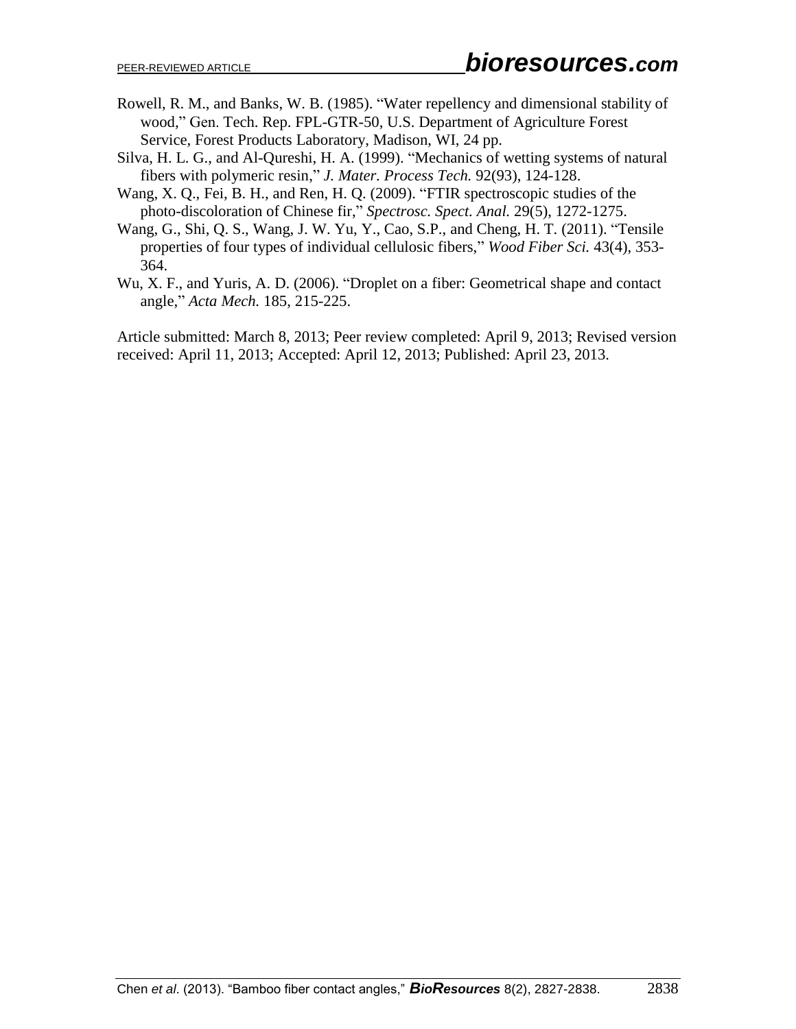Rowell, R. M., and Banks, W. B. (1985). "Water repellency and dimensional stability of wood," Gen. Tech. Rep. FPL-GTR-50, U.S. Department of Agriculture Forest Service, Forest Products Laboratory, Madison, WI, 24 pp.

Silva, H. L. G., and Al-Qureshi, H. A. (1999). "Mechanics of wetting systems of natural fibers with polymeric resin," *J. Mater. Process Tech.* 92(93), 124-128.

Wang, X. Q., Fei, B. H., and Ren, H. Q. (2009). "FTIR spectroscopic studies of the photo-discoloration of Chinese fir," *Spectrosc. Spect. Anal.* 29(5), 1272-1275.

Wang, G., Shi, Q. S., Wang, J. W. Yu, Y., Cao, S.P., and Cheng, H. T. (2011). "Tensile properties of four types of individual cellulosic fibers," *Wood Fiber Sci.* 43(4), 353-364.

Wu, X. F., and Yuris, A. D. (2006). "Droplet on a fiber: Geometrical shape and contact angle," *Acta Mech.* 185, 215-225.

Article submitted: March 8, 2013; Peer review completed: April 9, 2013; Revised version received: April 11, 2013; Accepted: April 12, 2013; Published: April 23, 2013.